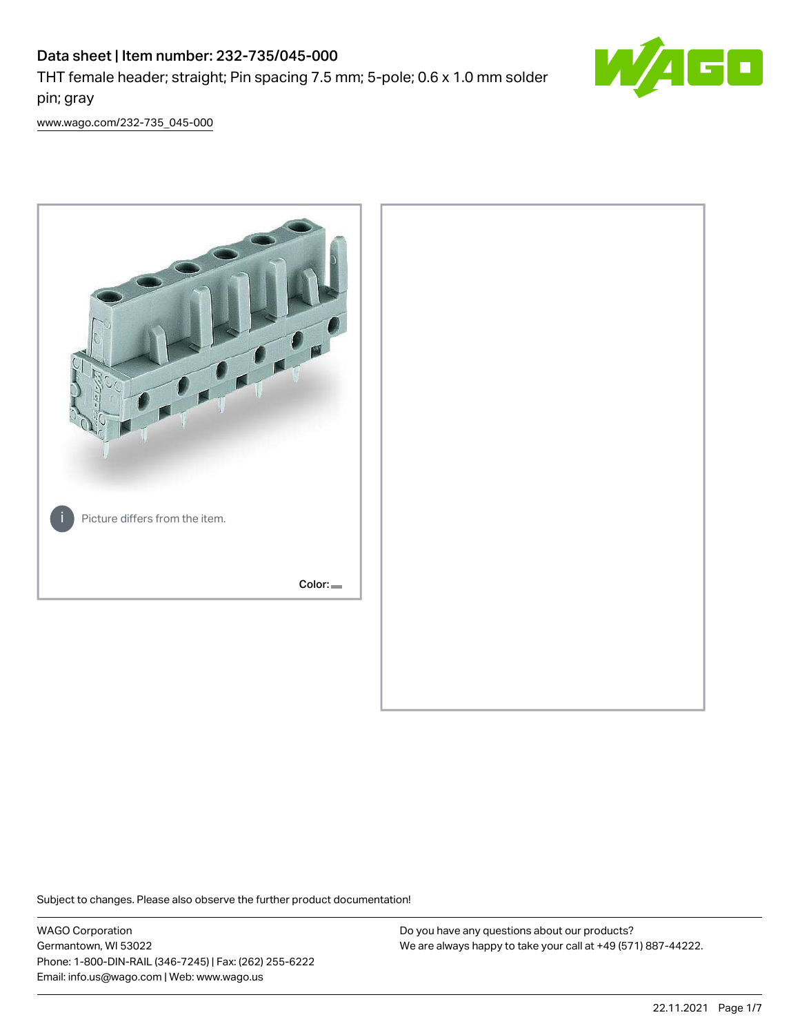# Data sheet | Item number: 232-735/045-000

THT female header; straight; Pin spacing 7.5 mm; 5-pole; 0.6 x 1.0 mm solder pin; gray

www.wago.com/232-735_045-000

Picture differs from the item.

Color:

Subject to changes. Please also observe the further product documentation!

WAGO Corporation
Germantown, WI 53022
Phone: 1-800-DIN-RAIL (346-7245) | Fax: (262) 255-6222
Email: info.us@wago.com | Web: www.wago.us

Do you have any questions about our products?
We are always happy to take your call at +49 (571) 887-44222.

22.11.2021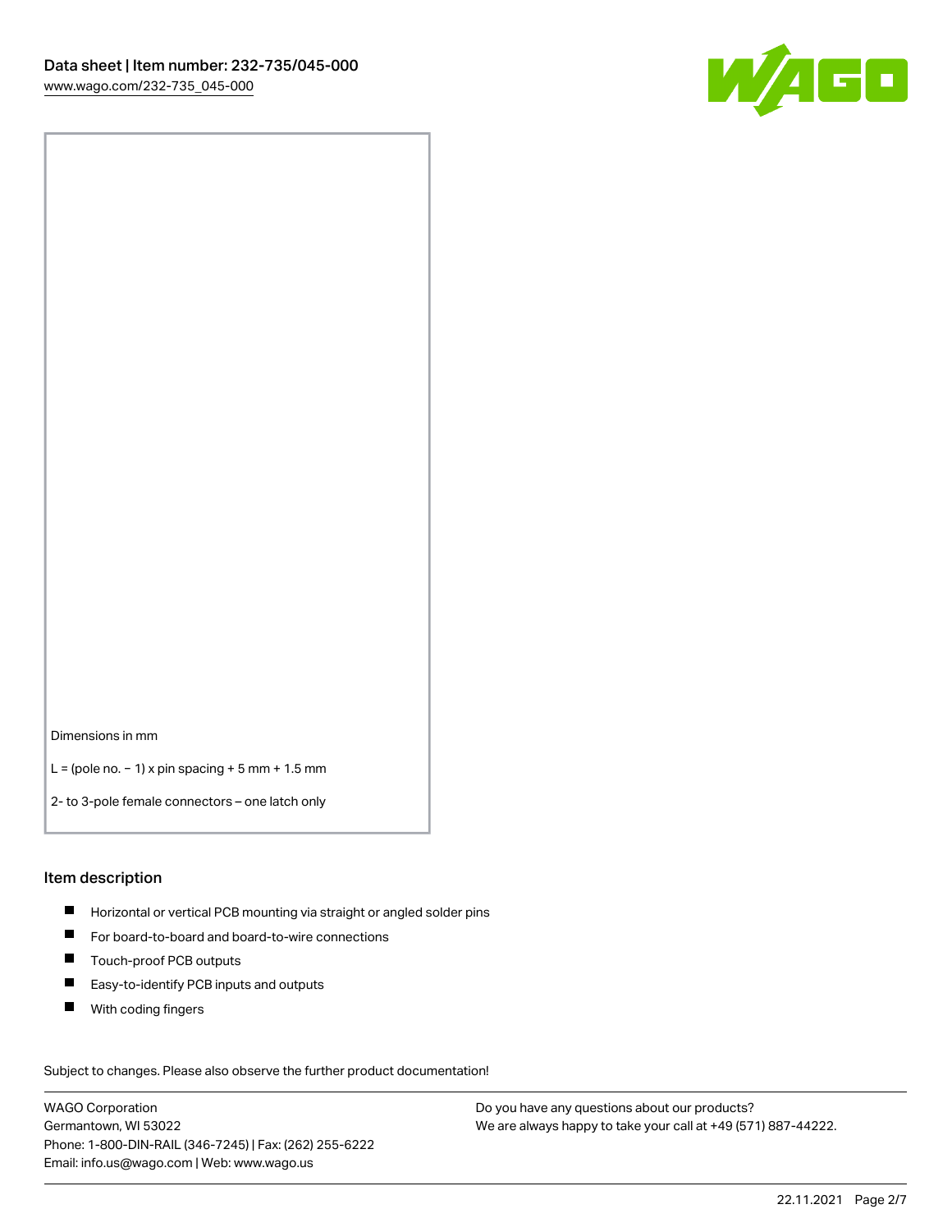Dimensions in mm

L = (pole no. − 1) x pin spacing + 5 mm + 1.5 mm

2- to 3-pole female connectors – one latch only

## Item description

- Horizontal or vertical PCB mounting via straight or angled solder pins
- For board-to-board and board-to-wire connections
- Touch-proof PCB outputs
- Easy-to-identify PCB inputs and outputs
- With coding fingers

Subject to changes. Please also observe the further product documentation!

WAGO Corporation
Germantown, WI 53022
Phone: 1-800-DIN-RAIL (346-7245) | Fax: (262) 255-6222
Email: info.us@wago.com | Web: www.wago.us

Do you have any questions about our products?
We are always happy to take your call at +49 (571) 887-44222.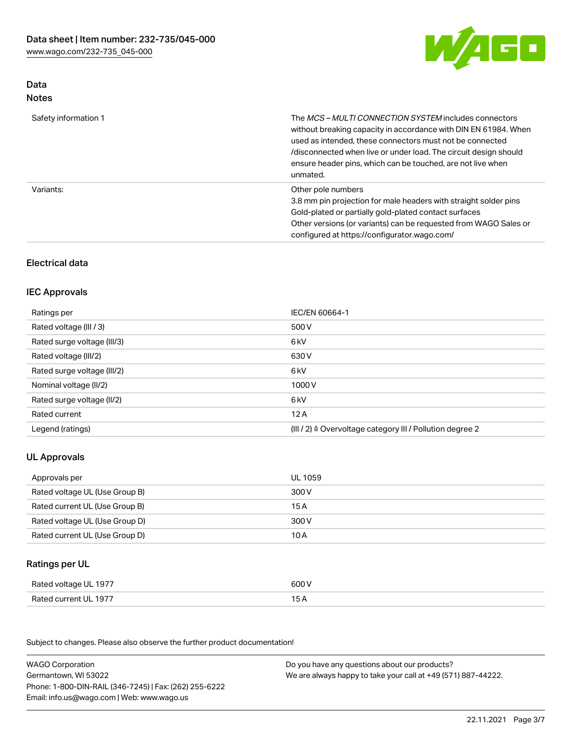## Data

### Notes

| | |
|---|---|
| Safety information 1 | The *MCS – MULTI CONNECTION SYSTEM* includes connectors without breaking capacity in accordance with DIN EN 61984. When used as intended, these connectors must not be connected /disconnected when live or under load. The circuit design should ensure header pins, which can be touched, are not live when unmated. |
| Variants: | Other pole numbers<br>3.8 mm pin projection for male headers with straight solder pins<br>Gold-plated or partially gold-plated contact surfaces<br>Other versions (or variants) can be requested from WAGO Sales or configured at https://configurator.wago.com/ |

## Electrical data

### IEC Approvals

| | |
|---|---|
| Ratings per | IEC/EN 60664-1 |
| Rated voltage (III / 3) | 500 V |
| Rated surge voltage (III/3) | 6 kV |
| Rated voltage (III/2) | 630 V |
| Rated surge voltage (III/2) | 6 kV |
| Nominal voltage (II/2) | 1000 V |
| Rated surge voltage (II/2) | 6 kV |
| Rated current | 12 A |
| Legend (ratings) | (III / 2) ≙ Overvoltage category III / Pollution degree 2 |

### UL Approvals

| | |
|---|---|
| Approvals per | UL 1059 |
| Rated voltage UL (Use Group B) | 300 V |
| Rated current UL (Use Group B) | 15 A |
| Rated voltage UL (Use Group D) | 300 V |
| Rated current UL (Use Group D) | 10 A |

### Ratings per UL

| | |
|---|---|
| Rated voltage UL 1977 | 600 V |
| Rated current UL 1977 | 15 A |

Subject to changes. Please also observe the further product documentation!

WAGO Corporation
Germantown, WI 53022
Phone: 1-800-DIN-RAIL (346-7245) | Fax: (262) 255-6222
Email: info.us@wago.com | Web: www.wago.us

Do you have any questions about our products?
We are always happy to take your call at +49 (571) 887-44222.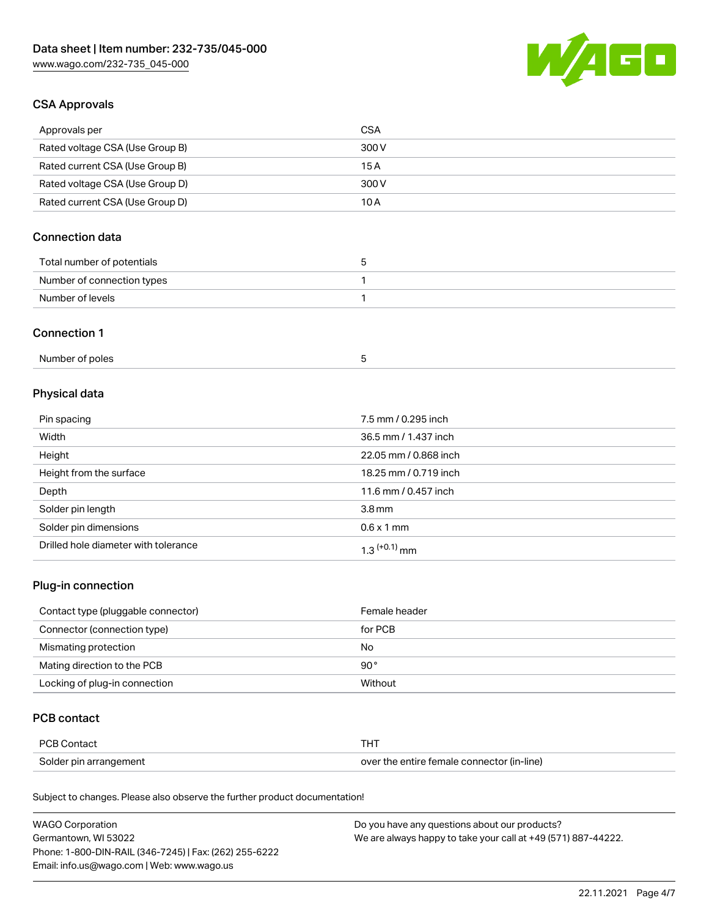## CSA Approvals

| Approvals per | CSA |
|---|---|
| Rated voltage CSA (Use Group B) | 300 V |
| Rated current CSA (Use Group B) | 15 A |
| Rated voltage CSA (Use Group D) | 300 V |
| Rated current CSA (Use Group D) | 10 A |

## Connection data

| Total number of potentials | 5 |
|---|---|
| Number of connection types | 1 |
| Number of levels | 1 |

## Connection 1

| Number of poles | 5 |
|---|---|

## Physical data

| Pin spacing | 7.5 mm / 0.295 inch |
|---|---|
| Width | 36.5 mm / 1.437 inch |
| Height | 22.05 mm / 0.868 inch |
| Height from the surface | 18.25 mm / 0.719 inch |
| Depth | 11.6 mm / 0.457 inch |
| Solder pin length | 3.8 mm |
| Solder pin dimensions | 0.6 x 1 mm |
| Drilled hole diameter with tolerance | $1.3^{(+0.1)}$ mm |

## Plug-in connection

| Contact type (pluggable connector) | Female header |
|---|---|
| Connector (connection type) | for PCB |
| Mismating protection | No |
| Mating direction to the PCB | 90 ° |
| Locking of plug-in connection | Without |

## PCB contact

| PCB Contact | THT |
|---|---|
| Solder pin arrangement | over the entire female connector (in-line) |

Subject to changes. Please also observe the further product documentation!

WAGO Corporation
Germantown, WI 53022
Phone: 1-800-DIN-RAIL (346-7245) | Fax: (262) 255-6222
Email: info.us@wago.com | Web: www.wago.us

Do you have any questions about our products?
We are always happy to take your call at +49 (571) 887-44222.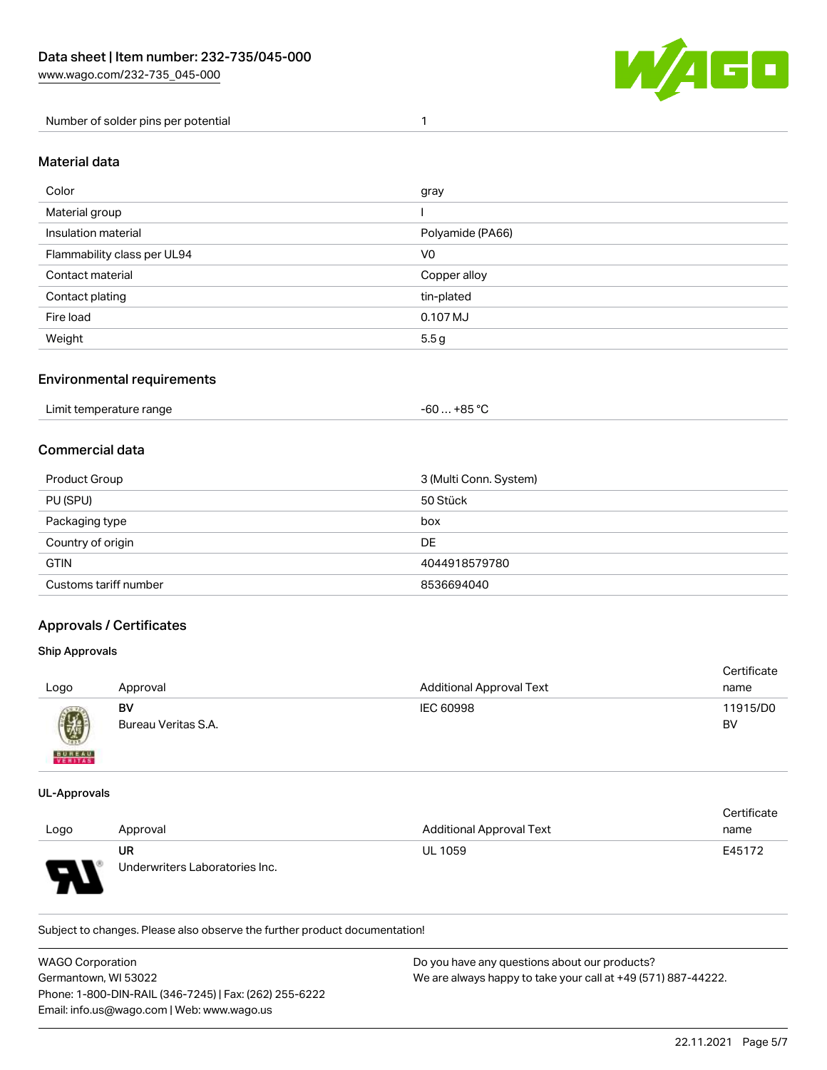| Number of solder pins per potential | 1 |
| --- | --- |

## Material data

| Color | gray |
| --- | --- |
| Material group | I |
| Insulation material | Polyamide (PA66) |
| Flammability class per UL94 | V0 |
| Contact material | Copper alloy |
| Contact plating | tin-plated |
| Fire load | 0.107 MJ |
| Weight | 5.5 g |

## Environmental requirements

| Limit temperature range | -60 … +85 °C |
| --- | --- |

## Commercial data

| Product Group | 3 (Multi Conn. System) |
| --- | --- |
| PU (SPU) | 50 Stück |
| Packaging type | box |
| Country of origin | DE |
| GTIN | 4044918579780 |
| Customs tariff number | 8536694040 |

## Approvals / Certificates

### Ship Approvals

| Logo | Approval | Additional Approval Text | Certificate name |
| --- | --- | --- | --- |
| | **BV** Bureau Veritas S.A. | IEC 60998 | 11915/D0 BV |

### UL-Approvals

| Logo | Approval | Additional Approval Text | Certificate name |
| --- | --- | --- | --- |
| | **UR** Underwriters Laboratories Inc. | UL 1059 | E45172 |

Subject to changes. Please also observe the further product documentation!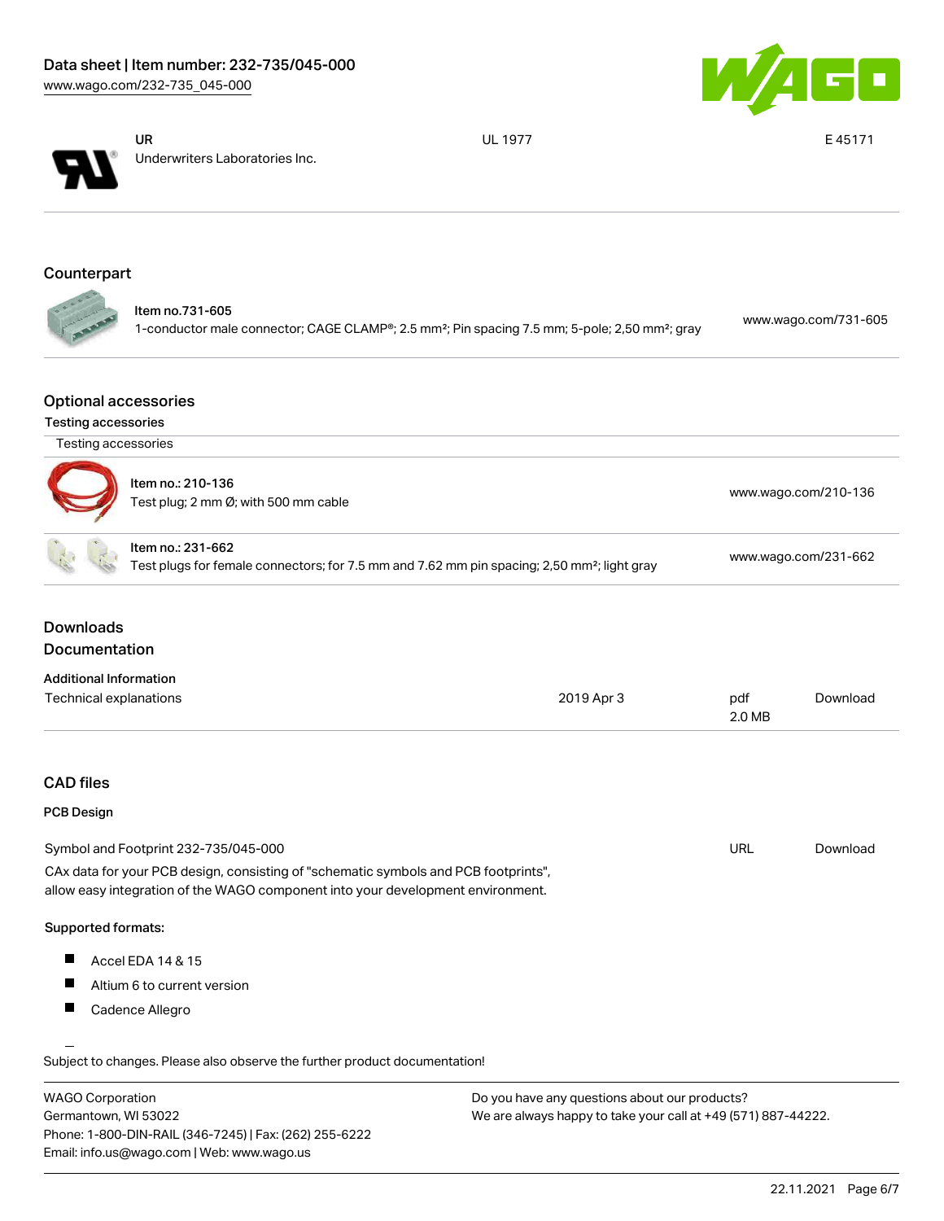| | | |
|---|---|---|
| UR<br>Underwriters Laboratories Inc. | UL 1977 | E 45171 |

## Counterpart

| | |
|---|---|
| Item no.731-605<br>1-conductor male connector; CAGE CLAMP®; 2.5 mm²; Pin spacing 7.5 mm; 5-pole; 2,50 mm²; gray | www.wago.com/731-605 |

## Optional accessories

### Testing accessories

| Testing accessories | |
|---|---|
| Item no.: 210-136<br>Test plug; 2 mm Ø; with 500 mm cable | www.wago.com/210-136 |
| Item no.: 231-662<br>Test plugs for female connectors; for 7.5 mm and 7.62 mm pin spacing; 2,50 mm²; light gray | www.wago.com/231-662 |

## Downloads
## Documentation

### Additional Information

| | | | |
|---|---|---|---|
| Technical explanations | 2019 Apr 3 | pdf<br>2.0 MB | Download |

## CAD files

### PCB Design

| | | |
|---|---|---|
| Symbol and Footprint 232-735/045-000 | URL | Download |

CAx data for your PCB design, consisting of "schematic symbols and PCB footprints", allow easy integration of the WAGO component into your development environment.

**Supported formats:**

- Accel EDA 14 & 15
- Altium 6 to current version
- Cadence Allegro

Subject to changes. Please also observe the further product documentation!

WAGO Corporation
Germantown, WI 53022
Phone: 1-800-DIN-RAIL (346-7245) | Fax: (262) 255-6222
Email: info.us@wago.com | Web: www.wago.us

Do you have any questions about our products?
We are always happy to take your call at +49 (571) 887-44222.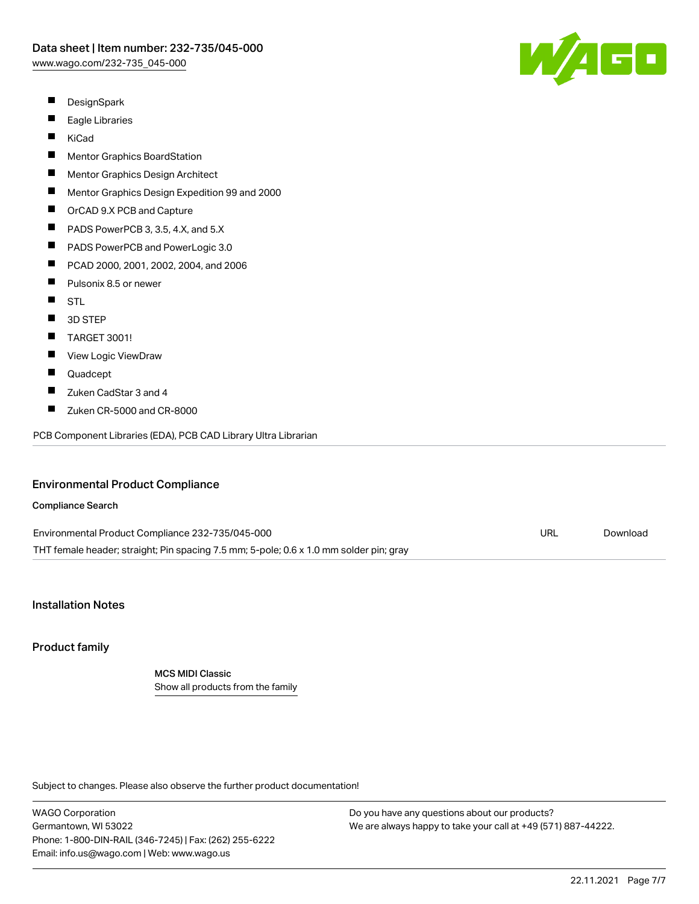- DesignSpark
- Eagle Libraries
- KiCad
- Mentor Graphics BoardStation
- Mentor Graphics Design Architect
- Mentor Graphics Design Expedition 99 and 2000
- OrCAD 9.X PCB and Capture
- PADS PowerPCB 3, 3.5, 4.X, and 5.X
- PADS PowerPCB and PowerLogic 3.0
- PCAD 2000, 2001, 2002, 2004, and 2006
- Pulsonix 8.5 or newer
- STL
- 3D STEP
- TARGET 3001!
- View Logic ViewDraw
- Quadcept
- Zuken CadStar 3 and 4
- Zuken CR-5000 and CR-8000

PCB Component Libraries (EDA), PCB CAD Library Ultra Librarian

## Environmental Product Compliance

### Compliance Search

| | | |
|---|---|---|
| Environmental Product Compliance 232-735/045-000<br>THT female header; straight; Pin spacing 7.5 mm; 5-pole; 0.6 x 1.0 mm solder pin; gray | URL | Download |

## Installation Notes

## Product family

MCS MIDI Classic
Show all products from the family

Subject to changes. Please also observe the further product documentation!

WAGO Corporation
Germantown, WI 53022
Phone: 1-800-DIN-RAIL (346-7245) | Fax: (262) 255-6222
Email: info.us@wago.com | Web: www.wago.us

Do you have any questions about our products?
We are always happy to take your call at +49 (571) 887-44222.